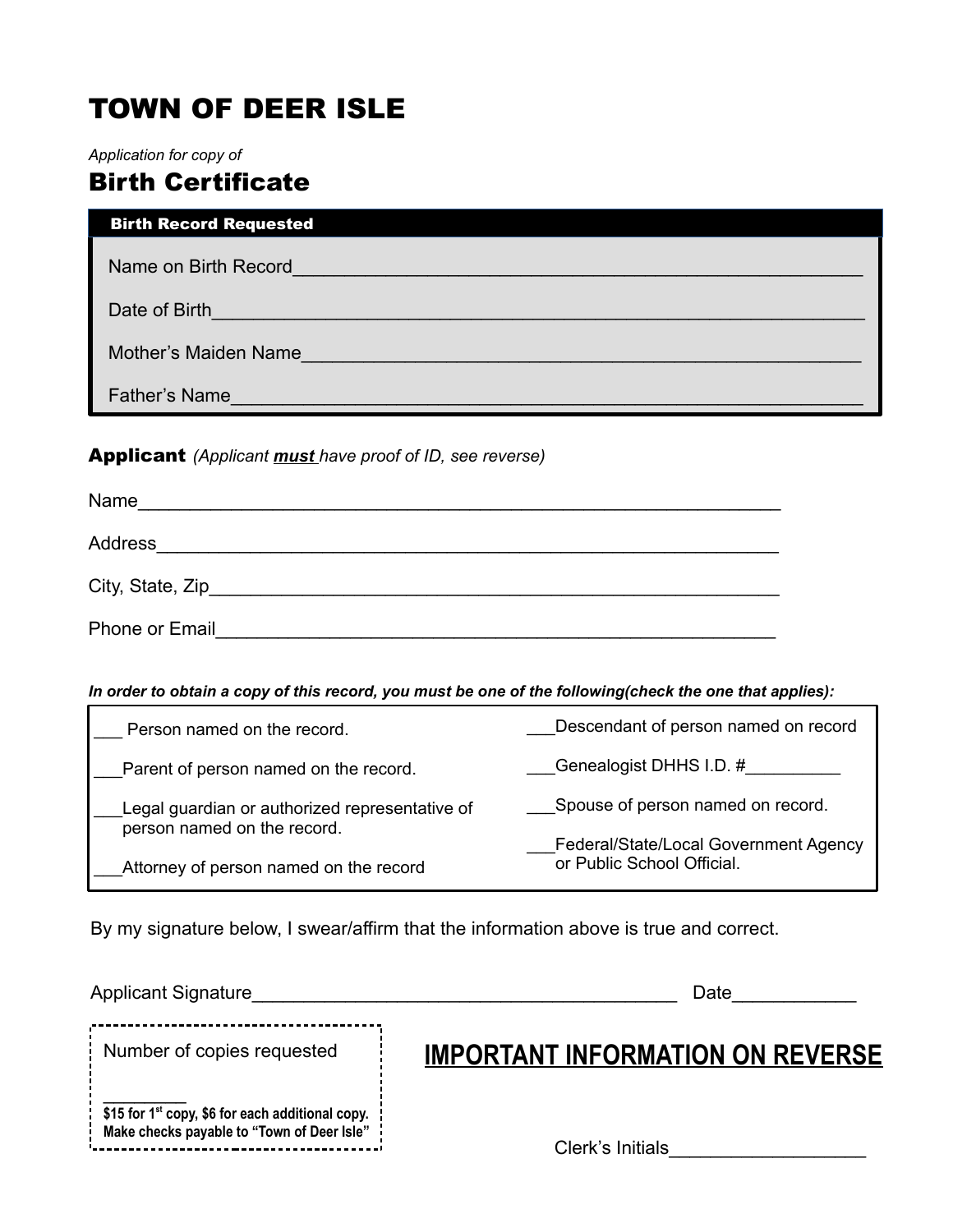# TOWN OF DEER ISLE

*Application for copy of*

## Birth Certificate

**Birth Record Requested**

Name on Birth Record_____________________________________________________

Date of Birth____________________________________________________________

Mother's Maiden Name____________________________________________________

Father's Name___________________________________________________________

**Applicant** *(Applicant **must** have proof of ID, see reverse)*

Name__________________________________________________________

Address________________________________________________________

City, State, Zip__________________________________________________

Phone or Email__________________________________________________

***In order to obtain a copy of this record, you must be one of the following(check the one that applies):***

| | |
|---|---|
| ___ Person named on the record. | ___Descendant of person named on record |
| ___Parent of person named on the record. | ___Genealogist DHHS I.D. #__________ |
| ___Legal guardian or authorized representative of person named on the record. | ___Spouse of person named on record. |
| ___Attorney of person named on the record | ___Federal/State/Local Government Agency or Public School Official. |

By my signature below, I swear/affirm that the information above is true and correct.

Applicant Signature__________________________________________ Date____________

Number of copies requested

__________

**$15 for 1st copy, $6 for each additional copy.**
**Make checks payable to "Town of Deer Isle"**

**IMPORTANT INFORMATION ON REVERSE**

Clerk's Initials___________________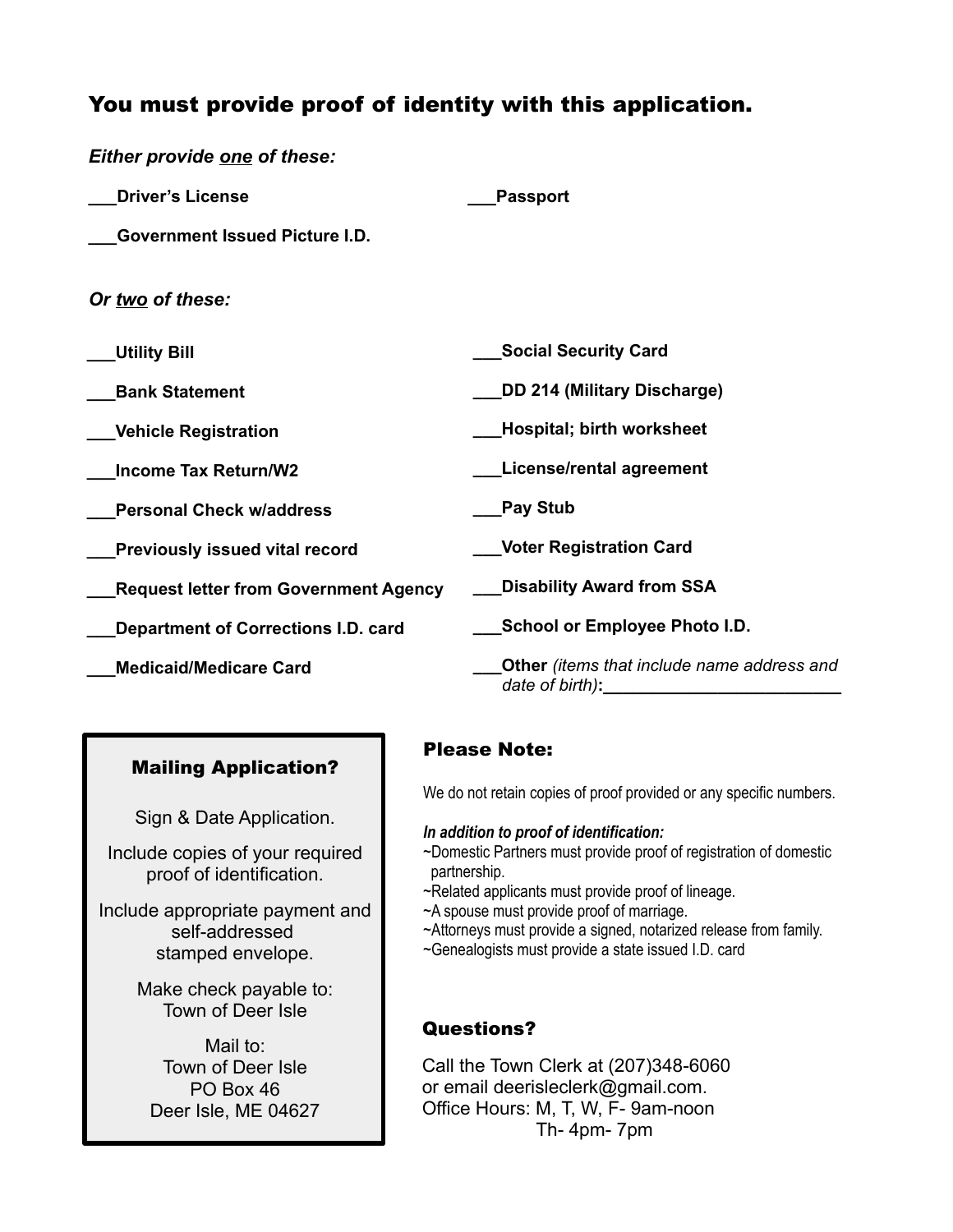## You must provide proof of identity with this application.

***Either provide one of these:***

___**Driver's License**

___**Passport**

___**Government Issued Picture I.D.**

***Or two of these:***

___**Utility Bill**

___**Bank Statement**

___**Vehicle Registration**

___**Income Tax Return/W2**

___**Personal Check w/address**

___**Previously issued vital record**

___**Request letter from Government Agency**

___**Department of Corrections I.D. card**

___**Medicaid/Medicare Card**

___**Social Security Card**

___**DD 214 (Military Discharge)**

___**Hospital; birth worksheet**

___**License/rental agreement**

___**Pay Stub**

___**Voter Registration Card**

___**Disability Award from SSA**

___**School or Employee Photo I.D.**

___**Other** *(items that include name address and date of birth)*:________________________

### Mailing Application?

Sign & Date Application.

Include copies of your required proof of identification.

Include appropriate payment and self-addressed stamped envelope.

Make check payable to:
Town of Deer Isle

Mail to:
Town of Deer Isle
PO Box 46
Deer Isle, ME 04627

### Please Note:

We do not retain copies of proof provided or any specific numbers.

***In addition to proof of identification:***

~Domestic Partners must provide proof of registration of domestic partnership.
~Related applicants must provide proof of lineage.
~A spouse must provide proof of marriage.
~Attorneys must provide a signed, notarized release from family.
~Genealogists must provide a state issued I.D. card

### Questions?

Call the Town Clerk at (207)348-6060
or email deerisleclerk@gmail.com.
Office Hours: M, T, W, F- 9am-noon
Th- 4pm- 7pm